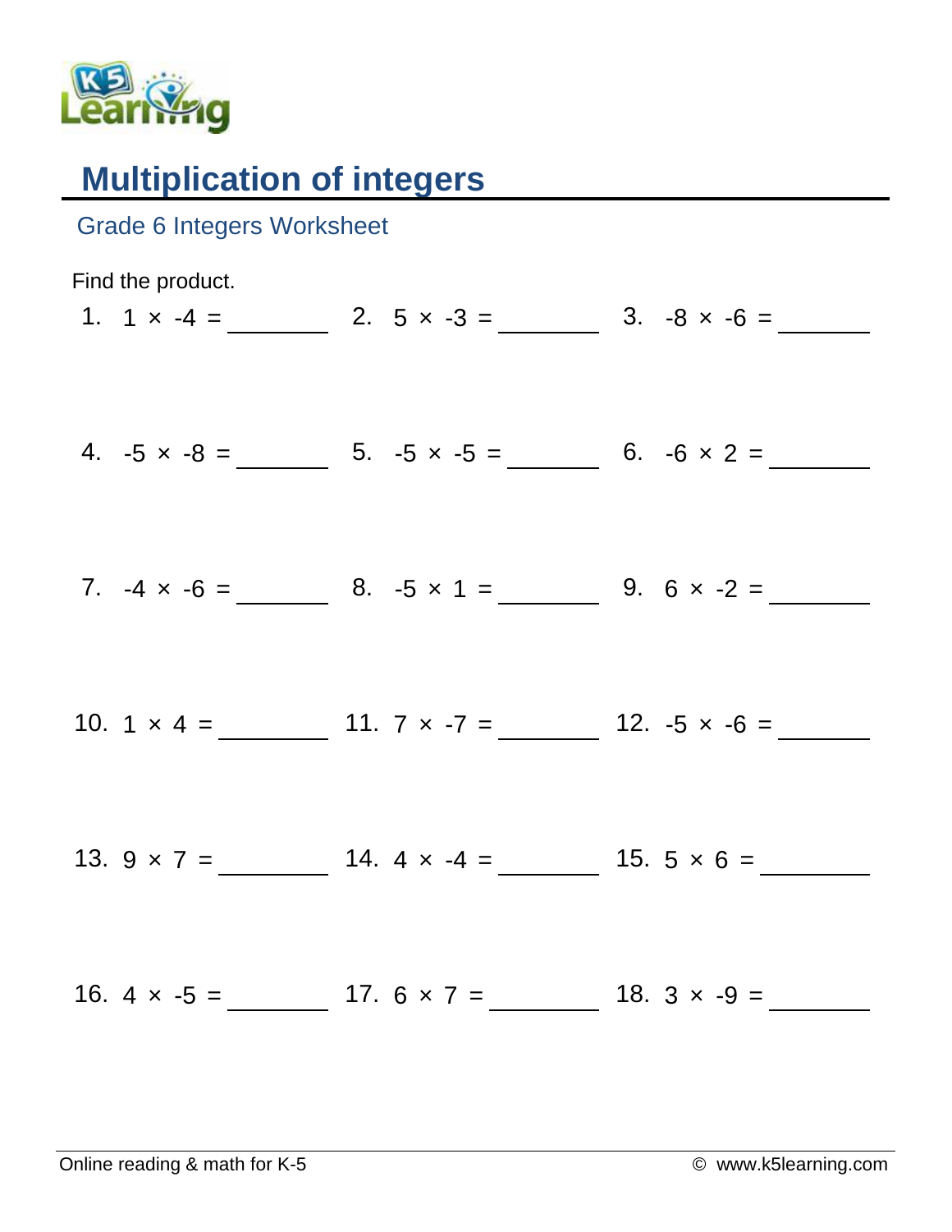# Multiplication of integers

## Grade 6 Integers Worksheet

Find the product.

1. $1 \times -4 =$ ______
2. $5 \times -3 =$ ______
3. $-8 \times -6 =$ ______
4. $-5 \times -8 =$ ______
5. $-5 \times -5 =$ ______
6. $-6 \times 2 =$ ______
7. $-4 \times -6 =$ ______
8. $-5 \times 1 =$ ______
9. $6 \times -2 =$ ______
10. $1 \times 4 =$ ______
11. $7 \times -7 =$ ______
12. $-5 \times -6 =$ ______
13. $9 \times 7 =$ ______
14. $4 \times -4 =$ ______
15. $5 \times 6 =$ ______
16. $4 \times -5 =$ ______
17. $6 \times 7 =$ ______
18. $3 \times -9 =$ ______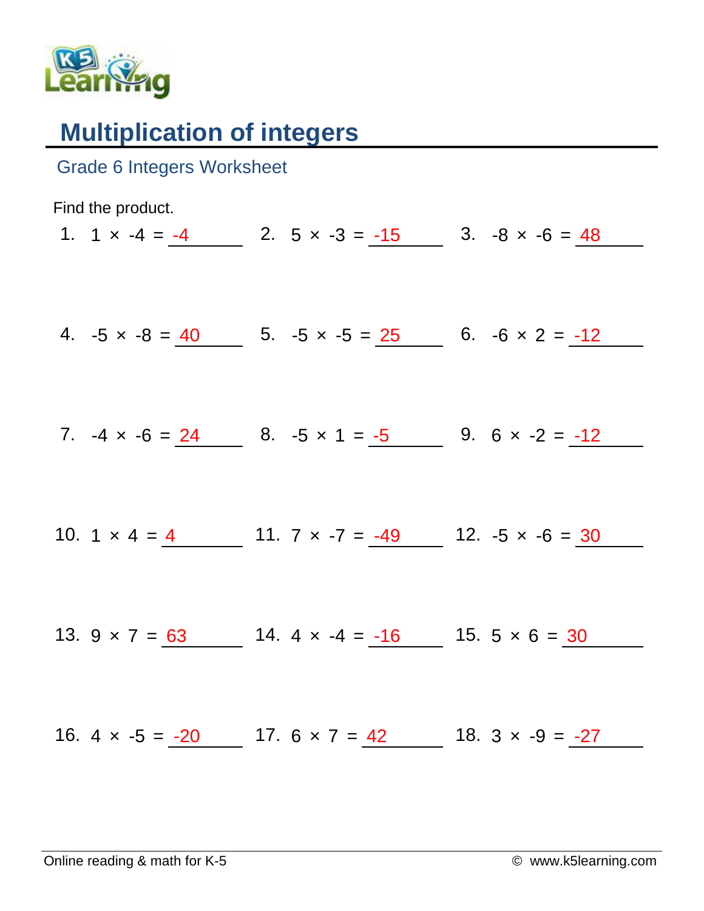# Multiplication of integers

## Grade 6 Integers Worksheet

Find the product.

1. $1 \times -4 = -4$
2. $5 \times -3 = -15$
3. $-8 \times -6 = 48$
4. $-5 \times -8 = 40$
5. $-5 \times -5 = 25$
6. $-6 \times 2 = -12$
7. $-4 \times -6 = 24$
8. $-5 \times 1 = -5$
9. $6 \times -2 = -12$
10. $1 \times 4 = 4$
11. $7 \times -7 = -49$
12. $-5 \times -6 = 30$
13. $9 \times 7 = 63$
14. $4 \times -4 = -16$
15. $5 \times 6 = 30$
16. $4 \times -5 = -20$
17. $6 \times 7 = 42$
18. $3 \times -9 = -27$